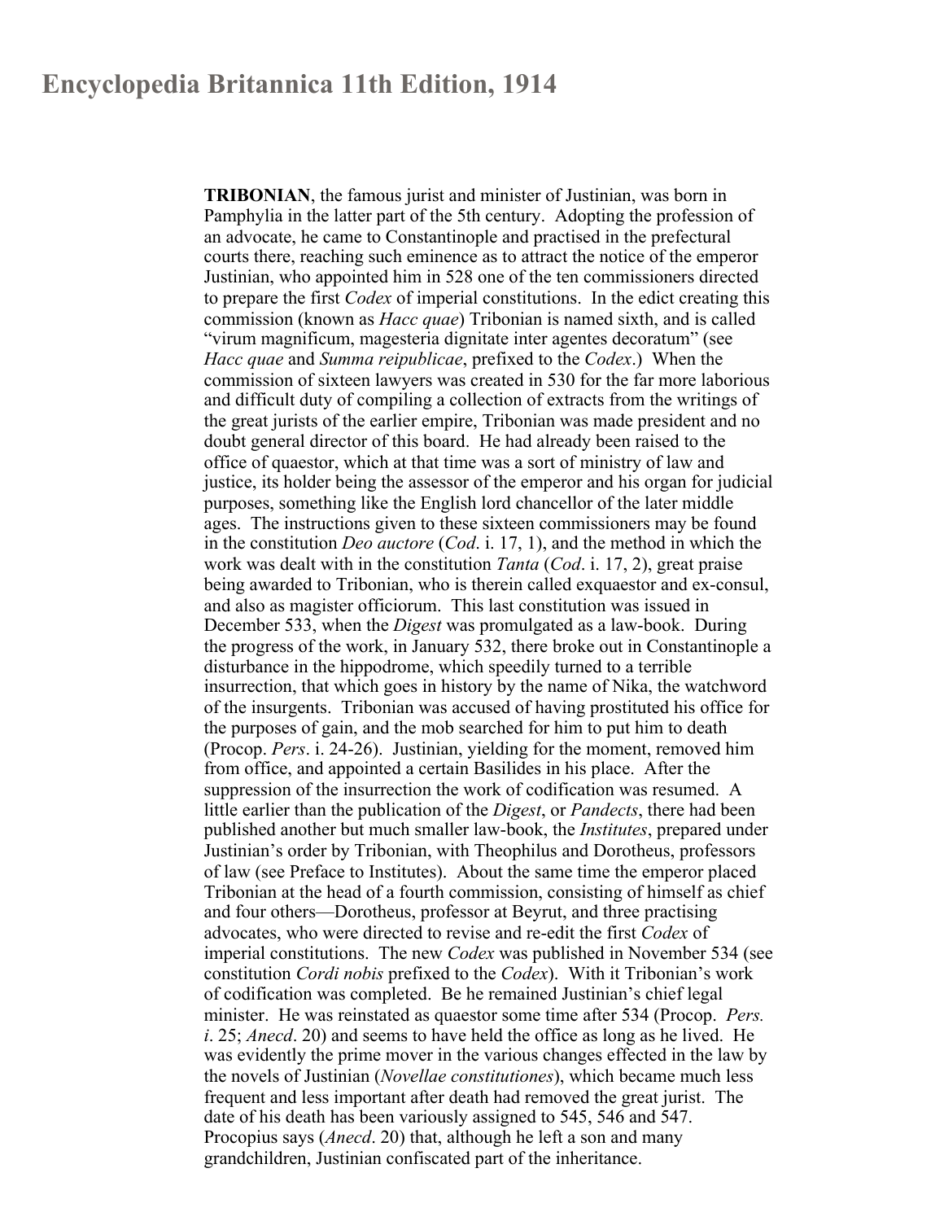# Encyclopedia Britannica 11th Edition, 1914

**TRIBONIAN**, the famous jurist and minister of Justinian, was born in Pamphylia in the latter part of the 5th century. Adopting the profession of an advocate, he came to Constantinople and practised in the prefectural courts there, reaching such eminence as to attract the notice of the emperor Justinian, who appointed him in 528 one of the ten commissioners directed to prepare the first *Codex* of imperial constitutions. In the edict creating this commission (known as *Hacc quae*) Tribonian is named sixth, and is called "virum magnificum, magesteria dignitate inter agentes decoratum" (see *Hacc quae* and *Summa reipublicae*, prefixed to the *Codex*.) When the commission of sixteen lawyers was created in 530 for the far more laborious and difficult duty of compiling a collection of extracts from the writings of the great jurists of the earlier empire, Tribonian was made president and no doubt general director of this board. He had already been raised to the office of quaestor, which at that time was a sort of ministry of law and justice, its holder being the assessor of the emperor and his organ for judicial purposes, something like the English lord chancellor of the later middle ages. The instructions given to these sixteen commissioners may be found in the constitution *Deo auctore* (*Cod*. i. 17, 1), and the method in which the work was dealt with in the constitution *Tanta* (*Cod*. i. 17, 2), great praise being awarded to Tribonian, who is therein called exquaestor and ex-consul, and also as magister officiorum. This last constitution was issued in December 533, when the *Digest* was promulgated as a law-book. During the progress of the work, in January 532, there broke out in Constantinople a disturbance in the hippodrome, which speedily turned to a terrible insurrection, that which goes in history by the name of Nika, the watchword of the insurgents. Tribonian was accused of having prostituted his office for the purposes of gain, and the mob searched for him to put him to death (Procop. *Pers*. i. 24-26). Justinian, yielding for the moment, removed him from office, and appointed a certain Basilides in his place. After the suppression of the insurrection the work of codification was resumed. A little earlier than the publication of the *Digest*, or *Pandects*, there had been published another but much smaller law-book, the *Institutes*, prepared under Justinian's order by Tribonian, with Theophilus and Dorotheus, professors of law (see Preface to Institutes). About the same time the emperor placed Tribonian at the head of a fourth commission, consisting of himself as chief and four others—Dorotheus, professor at Beyrut, and three practising advocates, who were directed to revise and re-edit the first *Codex* of imperial constitutions. The new *Codex* was published in November 534 (see constitution *Cordi nobis* prefixed to the *Codex*). With it Tribonian's work of codification was completed. Be he remained Justinian's chief legal minister. He was reinstated as quaestor some time after 534 (Procop. *Pers. i*. 25; *Anecd*. 20) and seems to have held the office as long as he lived. He was evidently the prime mover in the various changes effected in the law by the novels of Justinian (*Novellae constitutiones*), which became much less frequent and less important after death had removed the great jurist. The date of his death has been variously assigned to 545, 546 and 547. Procopius says (*Anecd*. 20) that, although he left a son and many grandchildren, Justinian confiscated part of the inheritance.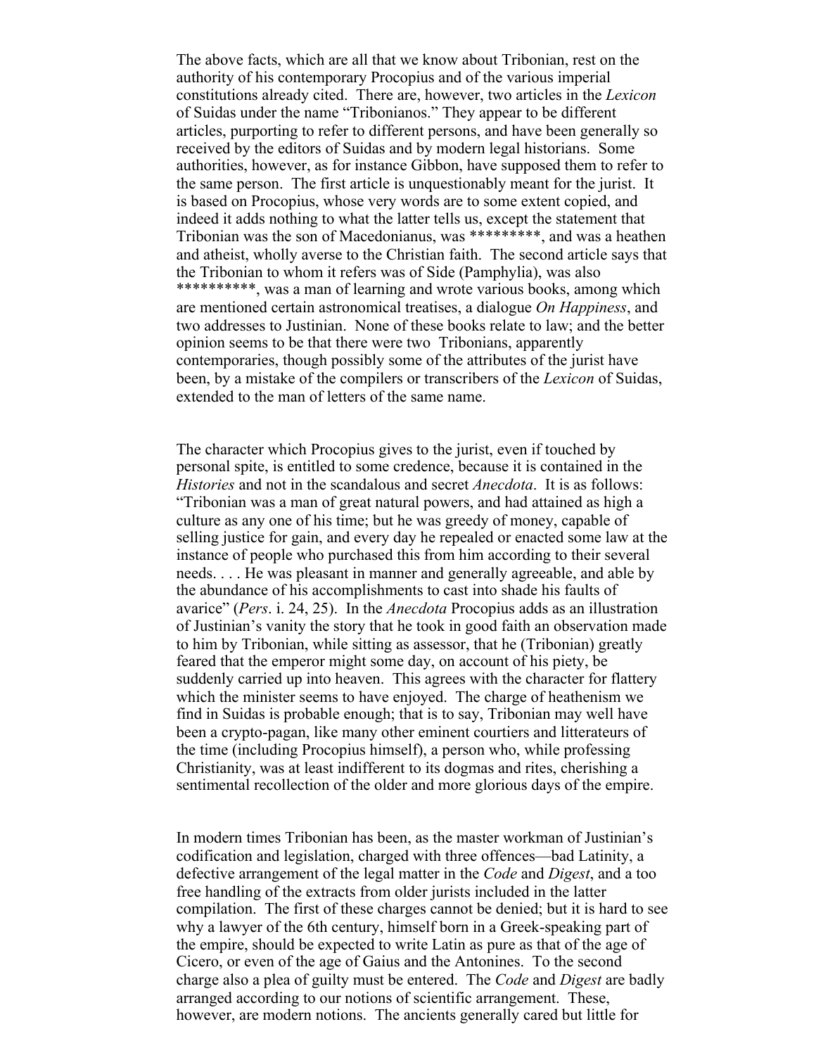The above facts, which are all that we know about Tribonian, rest on the authority of his contemporary Procopius and of the various imperial constitutions already cited. There are, however, two articles in the *Lexicon* of Suidas under the name "Tribonianos." They appear to be different articles, purporting to refer to different persons, and have been generally so received by the editors of Suidas and by modern legal historians. Some authorities, however, as for instance Gibbon, have supposed them to refer to the same person. The first article is unquestionably meant for the jurist. It is based on Procopius, whose very words are to some extent copied, and indeed it adds nothing to what the latter tells us, except the statement that Tribonian was the son of Macedonianus, was *********, and was a heathen and atheist, wholly averse to the Christian faith. The second article says that the Tribonian to whom it refers was of Side (Pamphylia), was also **********, was a man of learning and wrote various books, among which are mentioned certain astronomical treatises, a dialogue *On Happiness*, and two addresses to Justinian. None of these books relate to law; and the better opinion seems to be that there were two Tribonians, apparently contemporaries, though possibly some of the attributes of the jurist have been, by a mistake of the compilers or transcribers of the *Lexicon* of Suidas, extended to the man of letters of the same name.

The character which Procopius gives to the jurist, even if touched by personal spite, is entitled to some credence, because it is contained in the *Histories* and not in the scandalous and secret *Anecdota*. It is as follows: "Tribonian was a man of great natural powers, and had attained as high a culture as any one of his time; but he was greedy of money, capable of selling justice for gain, and every day he repealed or enacted some law at the instance of people who purchased this from him according to their several needs. . . . He was pleasant in manner and generally agreeable, and able by the abundance of his accomplishments to cast into shade his faults of avarice" (*Pers*. i. 24, 25). In the *Anecdota* Procopius adds as an illustration of Justinian's vanity the story that he took in good faith an observation made to him by Tribonian, while sitting as assessor, that he (Tribonian) greatly feared that the emperor might some day, on account of his piety, be suddenly carried up into heaven. This agrees with the character for flattery which the minister seems to have enjoyed. The charge of heathenism we find in Suidas is probable enough; that is to say, Tribonian may well have been a crypto-pagan, like many other eminent courtiers and litterateurs of the time (including Procopius himself), a person who, while professing Christianity, was at least indifferent to its dogmas and rites, cherishing a sentimental recollection of the older and more glorious days of the empire.

In modern times Tribonian has been, as the master workman of Justinian's codification and legislation, charged with three offences—bad Latinity, a defective arrangement of the legal matter in the *Code* and *Digest*, and a too free handling of the extracts from older jurists included in the latter compilation. The first of these charges cannot be denied; but it is hard to see why a lawyer of the 6th century, himself born in a Greek-speaking part of the empire, should be expected to write Latin as pure as that of the age of Cicero, or even of the age of Gaius and the Antonines. To the second charge also a plea of guilty must be entered. The *Code* and *Digest* are badly arranged according to our notions of scientific arrangement. These, however, are modern notions. The ancients generally cared but little for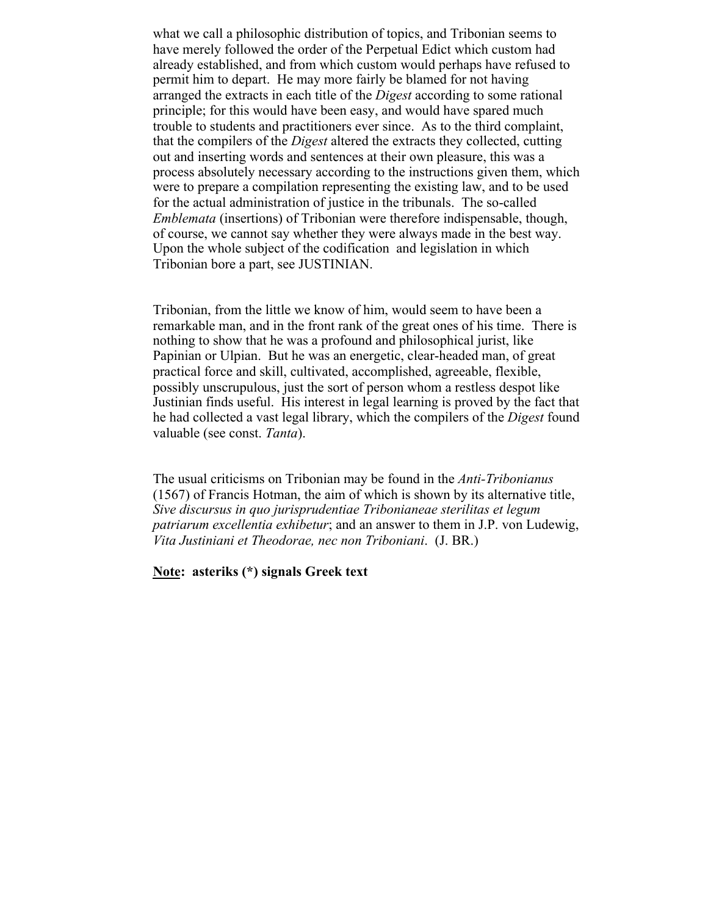what we call a philosophic distribution of topics, and Tribonian seems to have merely followed the order of the Perpetual Edict which custom had already established, and from which custom would perhaps have refused to permit him to depart. He may more fairly be blamed for not having arranged the extracts in each title of the *Digest* according to some rational principle; for this would have been easy, and would have spared much trouble to students and practitioners ever since. As to the third complaint, that the compilers of the *Digest* altered the extracts they collected, cutting out and inserting words and sentences at their own pleasure, this was a process absolutely necessary according to the instructions given them, which were to prepare a compilation representing the existing law, and to be used for the actual administration of justice in the tribunals. The so-called *Emblemata* (insertions) of Tribonian were therefore indispensable, though, of course, we cannot say whether they were always made in the best way. Upon the whole subject of the codification and legislation in which Tribonian bore a part, see JUSTINIAN.

Tribonian, from the little we know of him, would seem to have been a remarkable man, and in the front rank of the great ones of his time. There is nothing to show that he was a profound and philosophical jurist, like Papinian or Ulpian. But he was an energetic, clear-headed man, of great practical force and skill, cultivated, accomplished, agreeable, flexible, possibly unscrupulous, just the sort of person whom a restless despot like Justinian finds useful. His interest in legal learning is proved by the fact that he had collected a vast legal library, which the compilers of the *Digest* found valuable (see const. *Tanta*).

The usual criticisms on Tribonian may be found in the *Anti-Tribonianus* (1567) of Francis Hotman, the aim of which is shown by its alternative title, *Sive discursus in quo jurisprudentiae Tribonianeae sterilitas et legum patriarum excellentia exhibetur*; and an answer to them in J.P. von Ludewig, *Vita Justiniani et Theodorae, nec non Triboniani*. (J. BR.)

**<u>Note</u>: asteriks (*) signals Greek text**